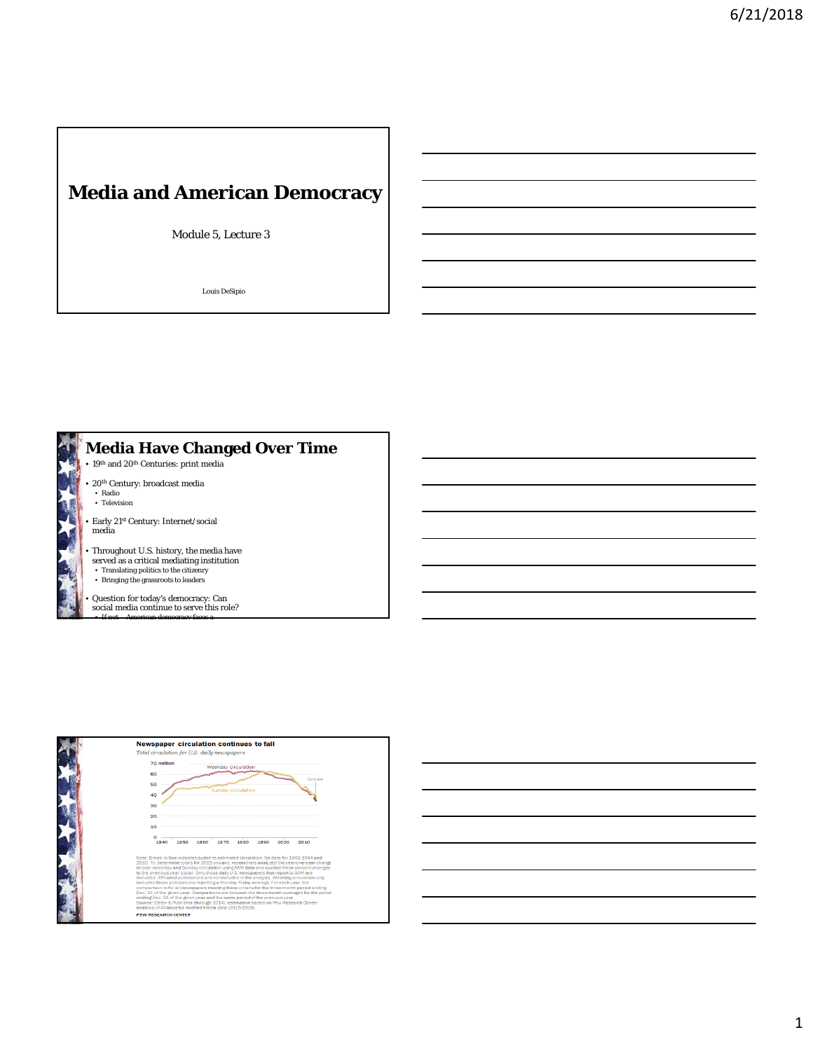# Media and American Democracy

Module 5, Lecture 3

Louis DeSipio

## Media Have Changed Over Time

- 19th and 20th Centuries: print media
- 20th Century: broadcast media
  - Radio
  - Television
- Early 21st Century: Internet/social media
- Throughout U.S. history, the media have served as a critical mediating institution
  - Translating politics to the citizenry
  - Bringing the grassroots to leaders
- Question for today's democracy: Can social media continue to serve this role?
  - If not – American democracy faces a

**Newspaper circulation continues to fall**

*Total circulation for U.S. daily newspapers*

70 million, 60, 50, 40, 30, 20, 10, 0

1940, 1950, 1960, 1970, 1980, 1990, 2000, 2010

Weekday circulation

Sunday circulation

Estimate

Note: Break in line indicates switch to estimated circulation. No data for 1941-1944 and 2010. To determine totals for 2015 onward, researchers analyzed the year-over-year change in total weekday and Sunday circulation using AAM data and applied these percent changes to the previous year's total. Only those daily U.S. newspapers that report to AAM are included. Affiliated publications are not included in the analysis. Weekday circulation only includes those publications reporting a Monday-Friday average. For each year, the comparison is for all newspapers meeting these criteria for the three-month period ending Dec. 31 of the given year. Comparisons are between the three-month averages for the period ending Dec. 31 of the given year and the same period of the previous year.

Source: Editor & Publisher (through 2014); estimation based on Pew Research Center analysis of Alliance for Audited Media data (2015-2016).

PEW RESEARCH CENTER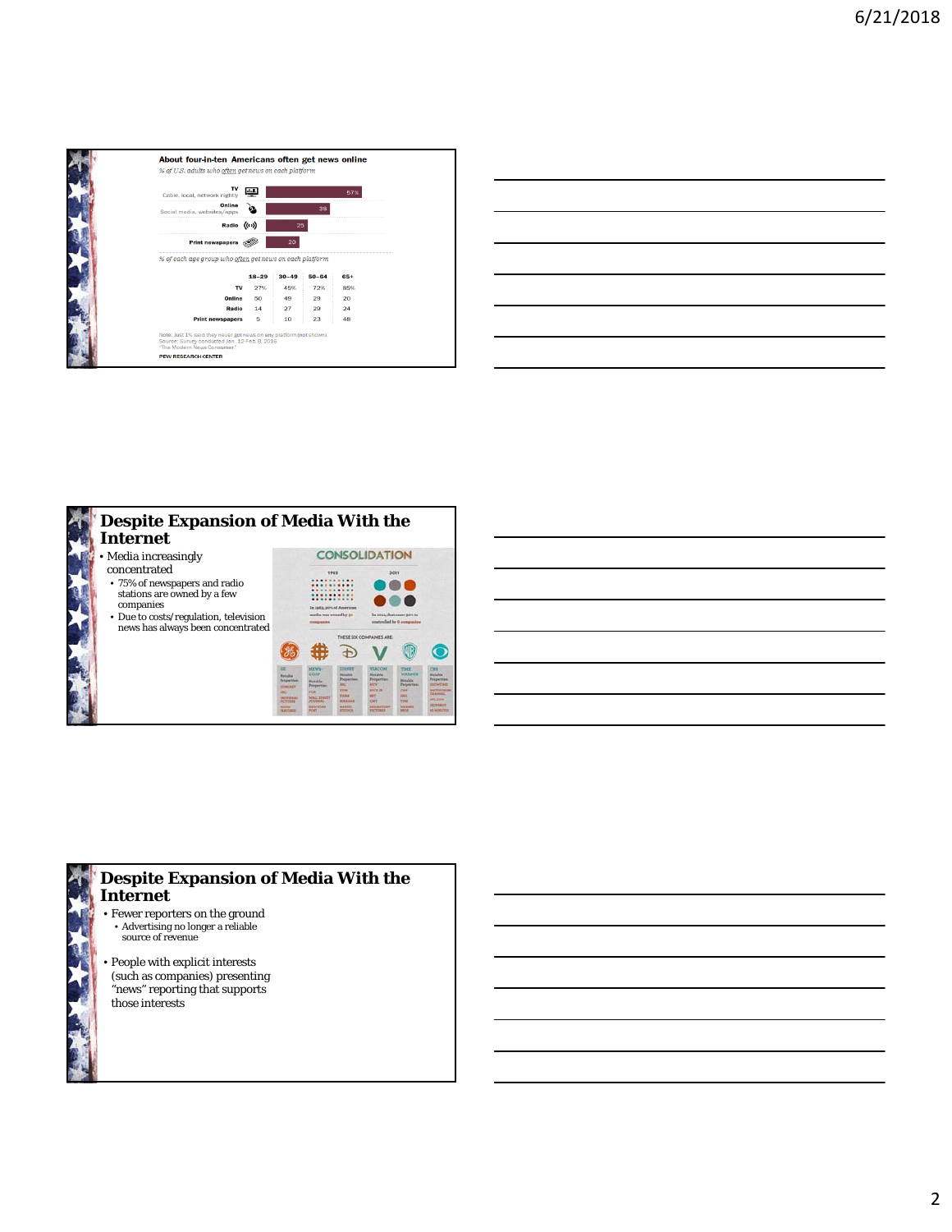**About four-in-ten Americans often get news online**

*% of U.S. adults who often get news on each platform*

| Platform | % |
|---|---|
| TV (Cable, local, network nightly) | 57% |
| Online (Social media, websites/apps) | 38 |
| Radio | 25 |
| Print newspapers | 20 |

*% of each age group who often get news on each platform*

| | 18-29 | 30-49 | 50-64 | 65+ |
|---|---|---|---|---|
| TV | 27% | 45% | 72% | 85% |
| Online | 50 | 49 | 29 | 20 |
| Radio | 14 | 27 | 29 | 24 |
| Print newspapers | 5 | 10 | 23 | 48 |

Note: Just 1% said they never get news on any platform (not shown).
Source: Survey conducted Jan. 12-Feb. 8, 2016.
"The Modern News Consumer"
PEW RESEARCH CENTER

# Despite Expansion of Media With the Internet

- Media increasingly concentrated
  - 75% of newspapers and radio stations are owned by a few companies
  - Due to costs/regulation, television news has always been concentrated

CONSOLIDATION

1983 | 2011

In 1983, 90% of American media was owned by 50 companies | In 2011, that same 90% is controlled by 6 companies

THESE SIX COMPANIES ARE: GE, NEWS-CORP, DISNEY, VIACOM, TIME WARNER, CBS

# Despite Expansion of Media With the Internet

- Fewer reporters on the ground
  - Advertising no longer a reliable source of revenue
- People with explicit interests (such as companies) presenting "news" reporting that supports those interests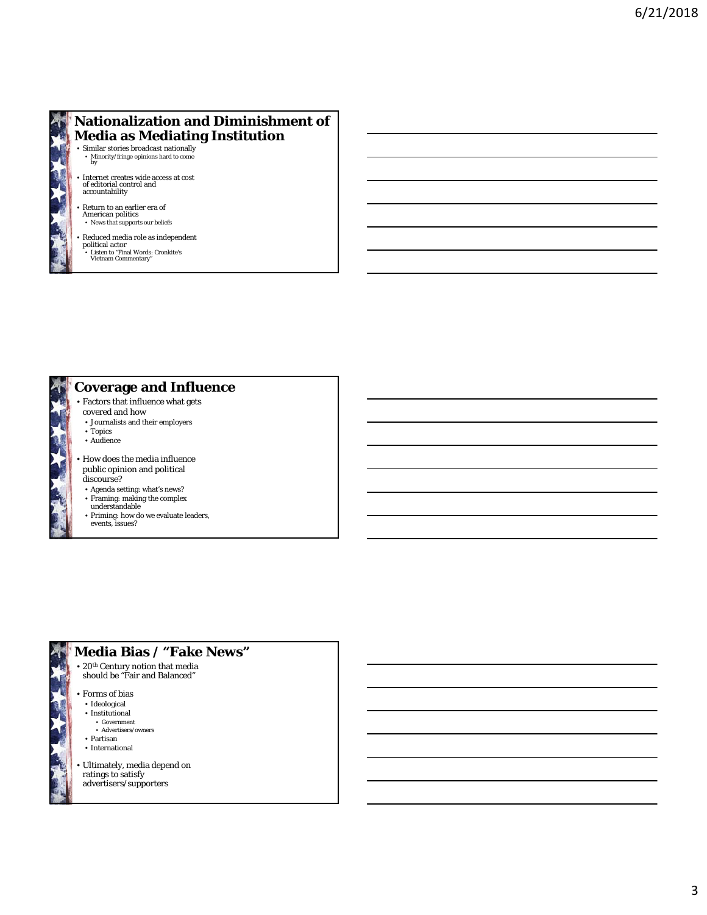## Nationalization and Diminishment of Media as Mediating Institution

- Similar stories broadcast nationally
  - Minority/fringe opinions hard to come by
- Internet creates wide access at cost of editorial control and accountability
- Return to an earlier era of American politics
  - News that supports our beliefs
- Reduced media role as independent political actor
  - Listen to "Final Words: Cronkite's Vietnam Commentary"

## Coverage and Influence

- Factors that influence what gets covered and how
  - Journalists and their employers
  - Topics
  - Audience
- How does the media influence public opinion and political discourse?
  - Agenda setting: what's news?
  - Framing: making the complex understandable
  - Priming: how do we evaluate leaders, events, issues?

## Media Bias / "Fake News"

- 20th Century notion that media should be "Fair and Balanced"
- Forms of bias
  - Ideological
  - Institutional
    - Government
    - Advertisers/owners
  - Partisan
  - International
- Ultimately, media depend on ratings to satisfy advertisers/supporters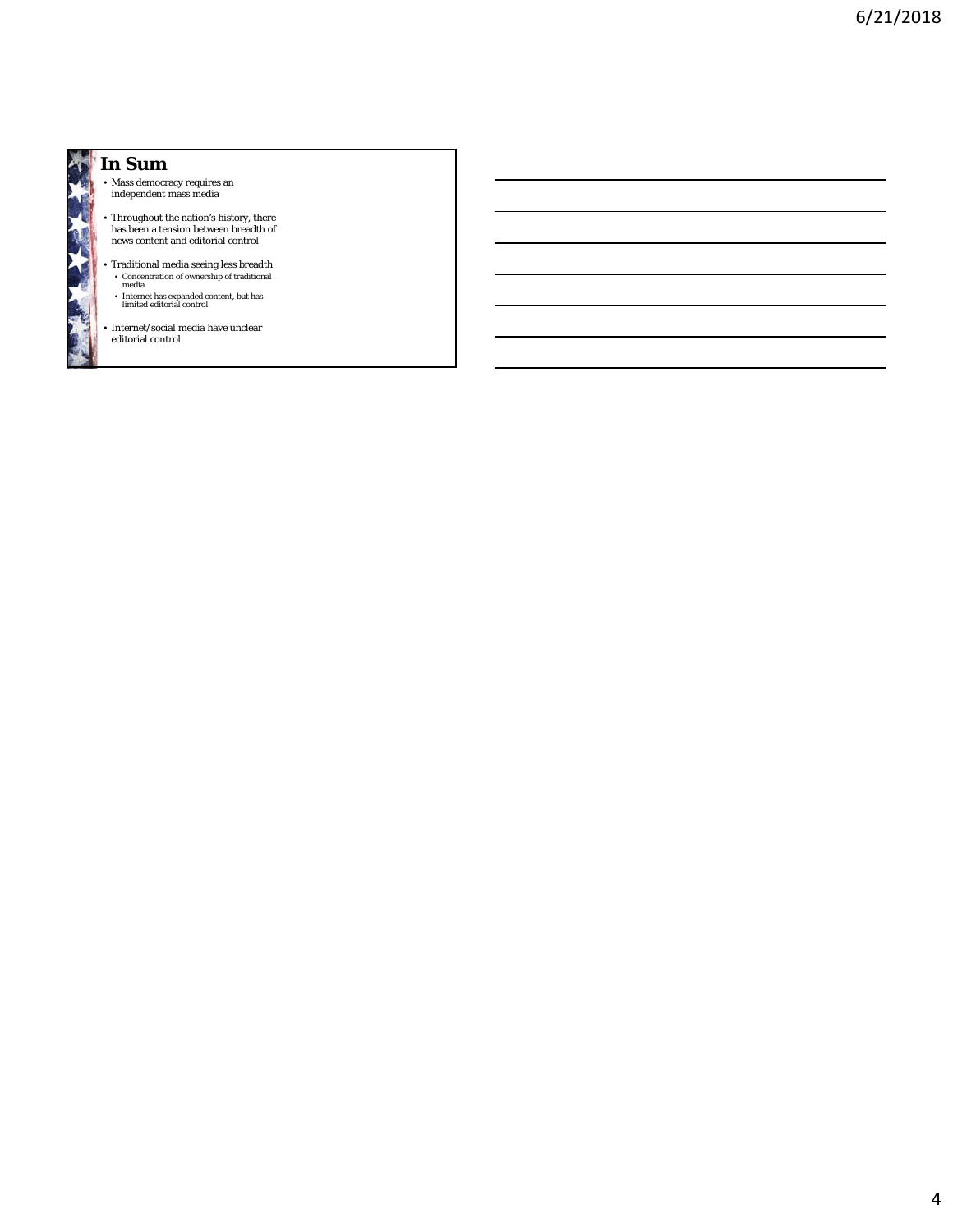# In Sum

- Mass democracy requires an independent mass media
- Throughout the nation's history, there has been a tension between breadth of news content and editorial control
- Traditional media seeing less breadth
  - Concentration of ownership of traditional media
  - Internet has expanded content, but has limited editorial control
- Internet/social media have unclear editorial control